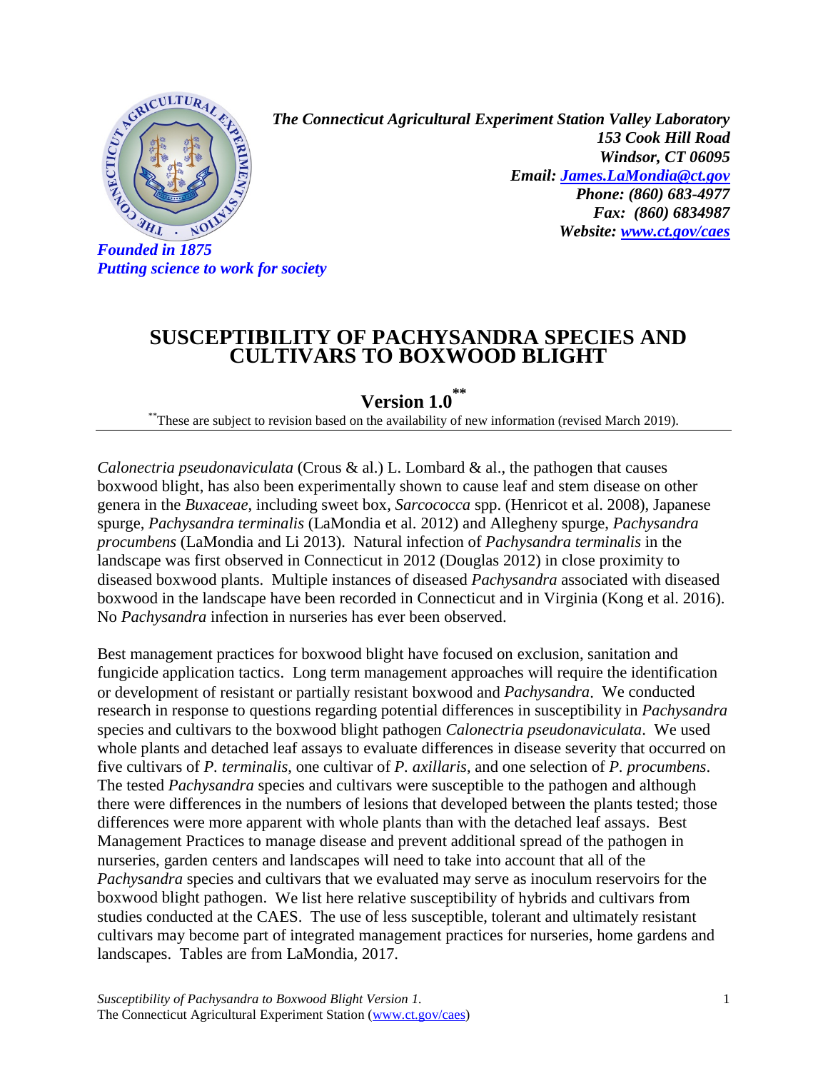*The Connecticut Agricultural Experiment Station Valley Laboratory*
*153 Cook Hill Road*
*Windsor, CT 06095*
*Email: [James.LaMondia@ct.gov](mailto:James.LaMondia@ct.gov)*
*Phone: (860) 683-4977*
*Fax: (860) 6834987*
*Website: [www.ct.gov/caes](http://www.ct.gov/caes)*

*Founded in 1875*
*Putting science to work for society*

# SUSCEPTIBILITY OF PACHYSANDRA SPECIES AND CULTIVARS TO BOXWOOD BLIGHT

## Version 1.0[**]

[**]These are subject to revision based on the availability of new information (revised March 2019).

---

*Calonectria pseudonaviculata* (Crous & al.) L. Lombard & al., the pathogen that causes boxwood blight, has also been experimentally shown to cause leaf and stem disease on other genera in the *Buxaceae,* including sweet box, *Sarcococca* spp. (Henricot et al. 2008), Japanese spurge, *Pachysandra terminalis* (LaMondia et al. 2012) and Allegheny spurge, *Pachysandra procumbens* (LaMondia and Li 2013). Natural infection of *Pachysandra terminalis* in the landscape was first observed in Connecticut in 2012 (Douglas 2012) in close proximity to diseased boxwood plants. Multiple instances of diseased *Pachysandra* associated with diseased boxwood in the landscape have been recorded in Connecticut and in Virginia (Kong et al. 2016). No *Pachysandra* infection in nurseries has ever been observed.

Best management practices for boxwood blight have focused on exclusion, sanitation and fungicide application tactics. Long term management approaches will require the identification or development of resistant or partially resistant boxwood and *Pachysandra*. We conducted research in response to questions regarding potential differences in susceptibility in *Pachysandra* species and cultivars to the boxwood blight pathogen *Calonectria pseudonaviculata*. We used whole plants and detached leaf assays to evaluate differences in disease severity that occurred on five cultivars of *P. terminalis*, one cultivar of *P. axillaris*, and one selection of *P. procumbens*. The tested *Pachysandra* species and cultivars were susceptible to the pathogen and although there were differences in the numbers of lesions that developed between the plants tested; those differences were more apparent with whole plants than with the detached leaf assays. Best Management Practices to manage disease and prevent additional spread of the pathogen in nurseries, garden centers and landscapes will need to take into account that all of the *Pachysandra* species and cultivars that we evaluated may serve as inoculum reservoirs for the boxwood blight pathogen. We list here relative susceptibility of hybrids and cultivars from studies conducted at the CAES. The use of less susceptible, tolerant and ultimately resistant cultivars may become part of integrated management practices for nurseries, home gardens and landscapes. Tables are from LaMondia, 2017.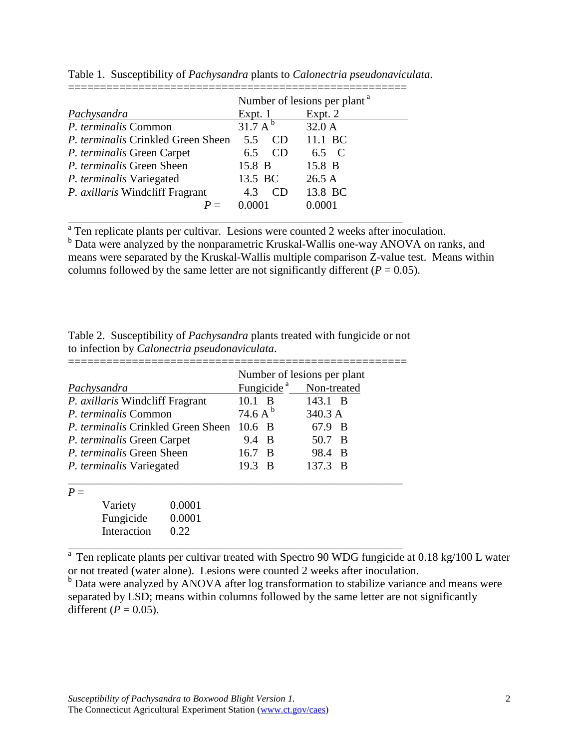Table 1. Susceptibility of *Pachysandra* plants to *Calonectria pseudonaviculata*.

| *Pachysandra* | Number of lesions per plant [a] Expt. 1 | Expt. 2 |
|---|---|---|
| *P. terminalis* Common | 31.7 A [b] | 32.0 A |
| *P. terminalis* Crinkled Green Sheen | 5.5 CD | 11.1 BC |
| *P. terminalis* Green Carpet | 6.5 CD | 6.5 C |
| *P. terminalis* Green Sheen | 15.8 B | 15.8 B |
| *P. terminalis* Variegated | 13.5 BC | 26.5 A |
| *P. axillaris* Windcliff Fragrant | 4.3 CD | 13.8 BC |
| $P$ = | 0.0001 | 0.0001 |

[a] Ten replicate plants per cultivar. Lesions were counted 2 weeks after inoculation.
[b] Data were analyzed by the nonparametric Kruskal-Wallis one-way ANOVA on ranks, and means were separated by the Kruskal-Wallis multiple comparison Z-value test. Means within columns followed by the same letter are not significantly different ($P$ = 0.05).

Table 2. Susceptibility of *Pachysandra* plants treated with fungicide or not to infection by *Calonectria pseudonaviculata*.

| *Pachysandra* | Number of lesions per plant Fungicide [a] | Non-treated |
|---|---|---|
| *P. axillaris* Windcliff Fragrant | 10.1 B | 143.1 B |
| *P. terminalis* Common | 74.6 A [b] | 340.3 A |
| *P. terminalis* Crinkled Green Sheen | 10.6 B | 67.9 B |
| *P. terminalis* Green Carpet | 9.4 B | 50.7 B |
| *P. terminalis* Green Sheen | 16.7 B | 98.4 B |
| *P. terminalis* Variegated | 19.3 B | 137.3 B |

$P$ =

| | |
|---|---|
| Variety | 0.0001 |
| Fungicide | 0.0001 |
| Interaction | 0.22 |

[a] Ten replicate plants per cultivar treated with Spectro 90 WDG fungicide at 0.18 kg/100 L water or not treated (water alone). Lesions were counted 2 weeks after inoculation.
[b] Data were analyzed by ANOVA after log transformation to stabilize variance and means were separated by LSD; means within columns followed by the same letter are not significantly different ($P$ = 0.05).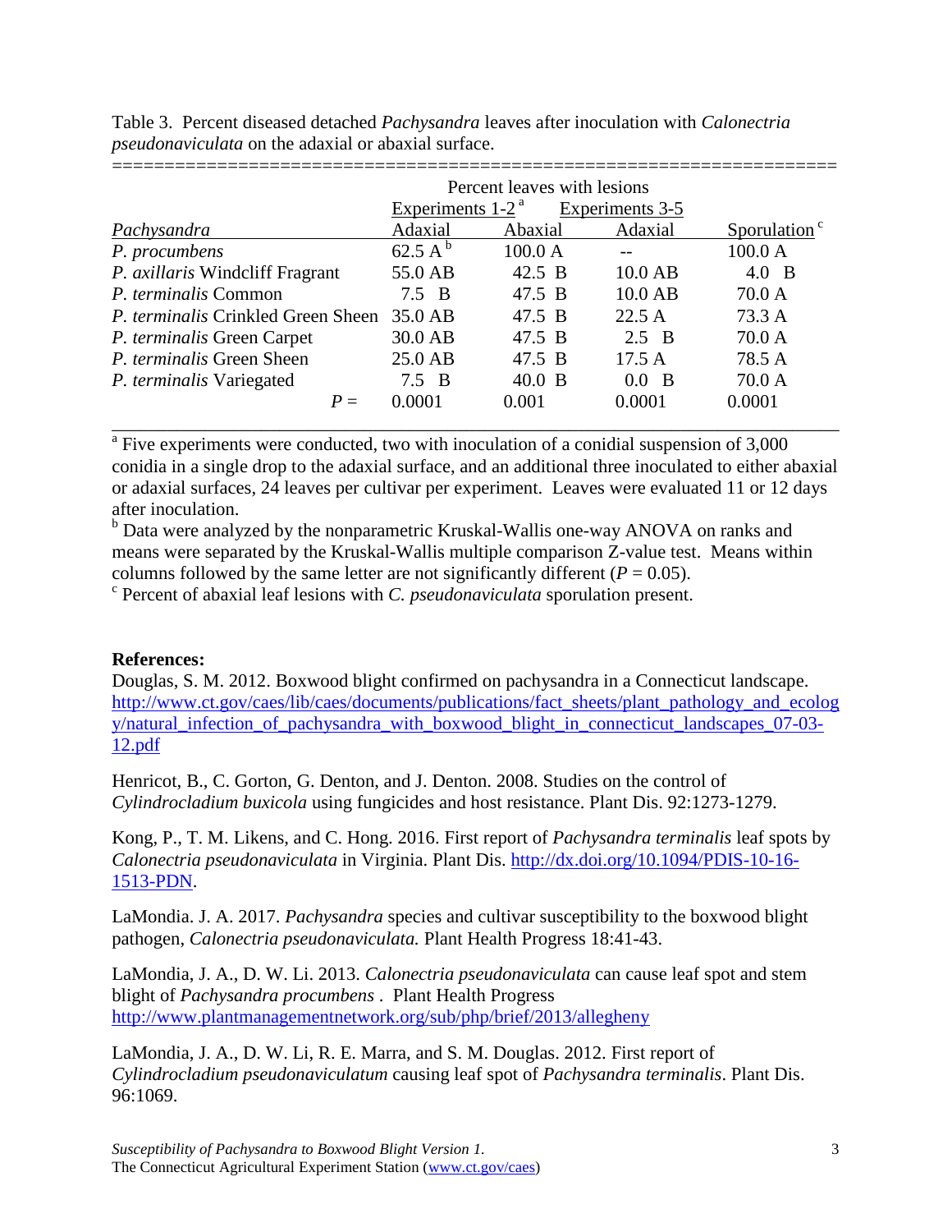Table 3. Percent diseased detached *Pachysandra* leaves after inoculation with *Calonectria pseudonaviculata* on the adaxial or abaxial surface.

| | Percent leaves with lesions | | | |
|---|---|---|---|---|
| | Experiments 1-2 [a] | | Experiments 3-5 | |
| *Pachysandra* | Adaxial | Abaxial | Adaxial | Sporulation [c] |
| *P. procumbens* | 62.5 A [b] | 100.0 A | -- | 100.0 A |
| *P. axillaris* Windcliff Fragrant | 55.0 AB | 42.5 B | 10.0 AB | 4.0 B |
| *P. terminalis* Common | 7.5 B | 47.5 B | 10.0 AB | 70.0 A |
| *P. terminalis* Crinkled Green Sheen | 35.0 AB | 47.5 B | 22.5 A | 73.3 A |
| *P. terminalis* Green Carpet | 30.0 AB | 47.5 B | 2.5 B | 70.0 A |
| *P. terminalis* Green Sheen | 25.0 AB | 47.5 B | 17.5 A | 78.5 A |
| *P. terminalis* Variegated | 7.5 B | 40.0 B | 0.0 B | 70.0 A |
| $P$ = | 0.0001 | 0.001 | 0.0001 | 0.0001 |

[a] Five experiments were conducted, two with inoculation of a conidial suspension of 3,000 conidia in a single drop to the adaxial surface, and an additional three inoculated to either abaxial or adaxial surfaces, 24 leaves per cultivar per experiment. Leaves were evaluated 11 or 12 days after inoculation.

[b] Data were analyzed by the nonparametric Kruskal-Wallis one-way ANOVA on ranks and means were separated by the Kruskal-Wallis multiple comparison Z-value test. Means within columns followed by the same letter are not significantly different ($P = 0.05$).

[c] Percent of abaxial leaf lesions with *C. pseudonaviculata* sporulation present.

**References:**

Douglas, S. M. 2012. Boxwood blight confirmed on pachysandra in a Connecticut landscape. http://www.ct.gov/caes/lib/caes/documents/publications/fact_sheets/plant_pathology_and_ecology/natural_infection_of_pachysandra_with_boxwood_blight_in_connecticut_landscapes_07-03-12.pdf

Henricot, B., C. Gorton, G. Denton, and J. Denton. 2008. Studies on the control of *Cylindrocladium buxicola* using fungicides and host resistance. Plant Dis. 92:1273-1279.

Kong, P., T. M. Likens, and C. Hong. 2016. First report of *Pachysandra terminalis* leaf spots by *Calonectria pseudonaviculata* in Virginia. Plant Dis. http://dx.doi.org/10.1094/PDIS-10-16-1513-PDN.

LaMondia. J. A. 2017. *Pachysandra* species and cultivar susceptibility to the boxwood blight pathogen, *Calonectria pseudonaviculata.* Plant Health Progress 18:41-43.

LaMondia, J. A., D. W. Li. 2013. *Calonectria pseudonaviculata* can cause leaf spot and stem blight of *Pachysandra procumbens* . Plant Health Progress http://www.plantmanagementnetwork.org/sub/php/brief/2013/allegheny

LaMondia, J. A., D. W. Li, R. E. Marra, and S. M. Douglas. 2012. First report of *Cylindrocladium pseudonaviculatum* causing leaf spot of *Pachysandra terminalis*. Plant Dis. 96:1069.